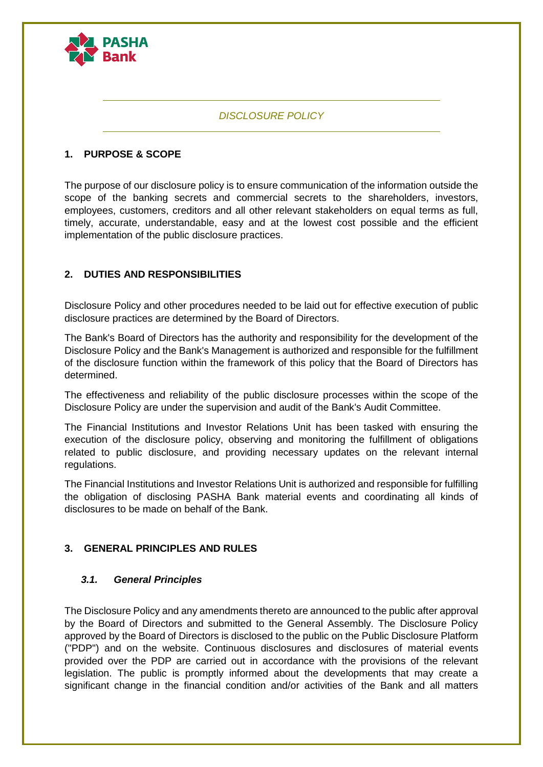# DISCLOSURE POLICY

## 1. PURPOSE & SCOPE

The purpose of our disclosure policy is to ensure communication of the information outside the scope of the banking secrets and commercial secrets to the shareholders, investors, employees, customers, creditors and all other relevant stakeholders on equal terms as full, timely, accurate, understandable, easy and at the lowest cost possible and the efficient implementation of the public disclosure practices.

## 2. DUTIES AND RESPONSIBILITIES

Disclosure Policy and other procedures needed to be laid out for effective execution of public disclosure practices are determined by the Board of Directors.

The Bank's Board of Directors has the authority and responsibility for the development of the Disclosure Policy and the Bank's Management is authorized and responsible for the fulfillment of the disclosure function within the framework of this policy that the Board of Directors has determined.

The effectiveness and reliability of the public disclosure processes within the scope of the Disclosure Policy are under the supervision and audit of the Bank's Audit Committee.

The Financial Institutions and Investor Relations Unit has been tasked with ensuring the execution of the disclosure policy, observing and monitoring the fulfillment of obligations related to public disclosure, and providing necessary updates on the relevant internal regulations.

The Financial Institutions and Investor Relations Unit is authorized and responsible for fulfilling the obligation of disclosing PASHA Bank material events and coordinating all kinds of disclosures to be made on behalf of the Bank.

## 3. GENERAL PRINCIPLES AND RULES

### *3.1. General Principles*

The Disclosure Policy and any amendments thereto are announced to the public after approval by the Board of Directors and submitted to the General Assembly. The Disclosure Policy approved by the Board of Directors is disclosed to the public on the Public Disclosure Platform ("PDP") and on the website. Continuous disclosures and disclosures of material events provided over the PDP are carried out in accordance with the provisions of the relevant legislation. The public is promptly informed about the developments that may create a significant change in the financial condition and/or activities of the Bank and all matters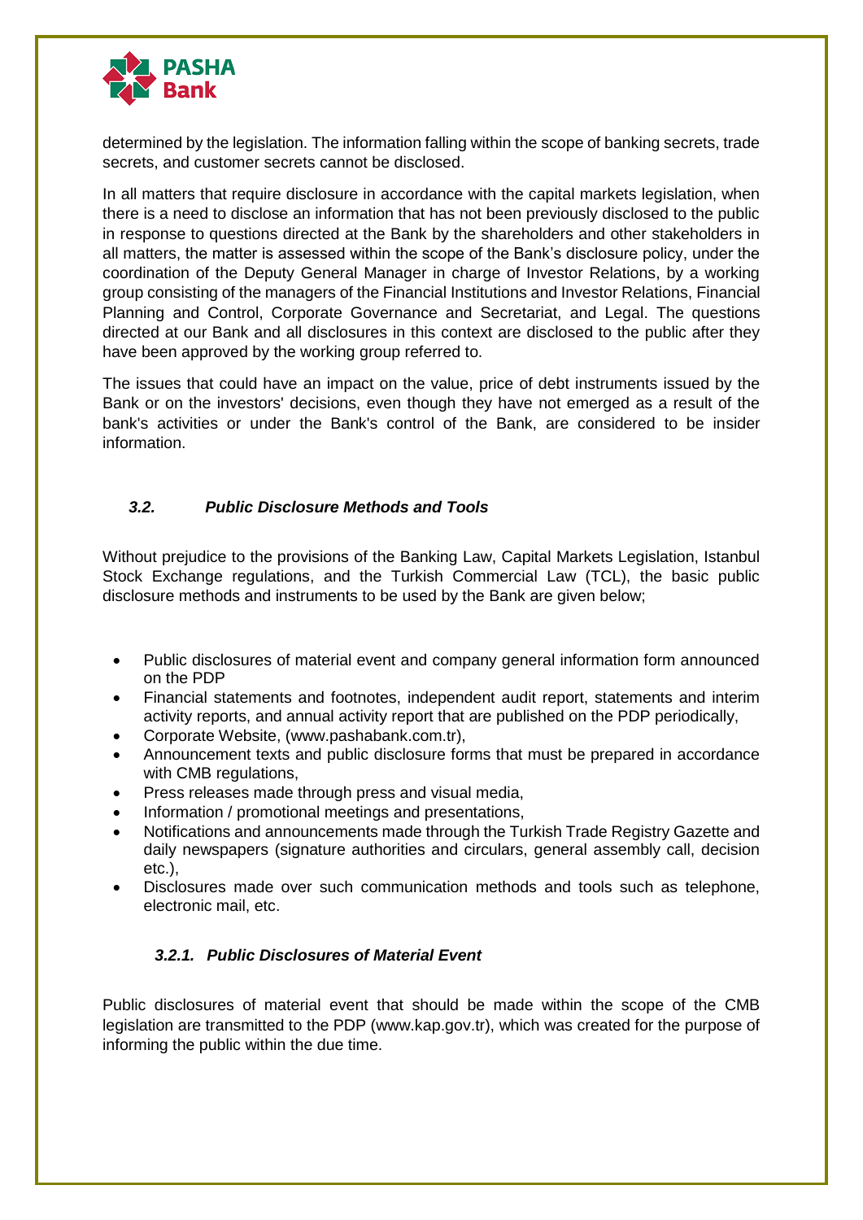determined by the legislation. The information falling within the scope of banking secrets, trade secrets, and customer secrets cannot be disclosed.

In all matters that require disclosure in accordance with the capital markets legislation, when there is a need to disclose an information that has not been previously disclosed to the public in response to questions directed at the Bank by the shareholders and other stakeholders in all matters, the matter is assessed within the scope of the Bank's disclosure policy, under the coordination of the Deputy General Manager in charge of Investor Relations, by a working group consisting of the managers of the Financial Institutions and Investor Relations, Financial Planning and Control, Corporate Governance and Secretariat, and Legal. The questions directed at our Bank and all disclosures in this context are disclosed to the public after they have been approved by the working group referred to.

The issues that could have an impact on the value, price of debt instruments issued by the Bank or on the investors' decisions, even though they have not emerged as a result of the bank's activities or under the Bank's control of the Bank, are considered to be insider information.

### *3.2. Public Disclosure Methods and Tools*

Without prejudice to the provisions of the Banking Law, Capital Markets Legislation, Istanbul Stock Exchange regulations, and the Turkish Commercial Law (TCL), the basic public disclosure methods and instruments to be used by the Bank are given below;

- Public disclosures of material event and company general information form announced on the PDP
- Financial statements and footnotes, independent audit report, statements and interim activity reports, and annual activity report that are published on the PDP periodically,
- Corporate Website, (www.pashabank.com.tr),
- Announcement texts and public disclosure forms that must be prepared in accordance with CMB regulations,
- Press releases made through press and visual media,
- Information / promotional meetings and presentations,
- Notifications and announcements made through the Turkish Trade Registry Gazette and daily newspapers (signature authorities and circulars, general assembly call, decision etc.),
- Disclosures made over such communication methods and tools such as telephone, electronic mail, etc.

#### *3.2.1. Public Disclosures of Material Event*

Public disclosures of material event that should be made within the scope of the CMB legislation are transmitted to the PDP (www.kap.gov.tr), which was created for the purpose of informing the public within the due time.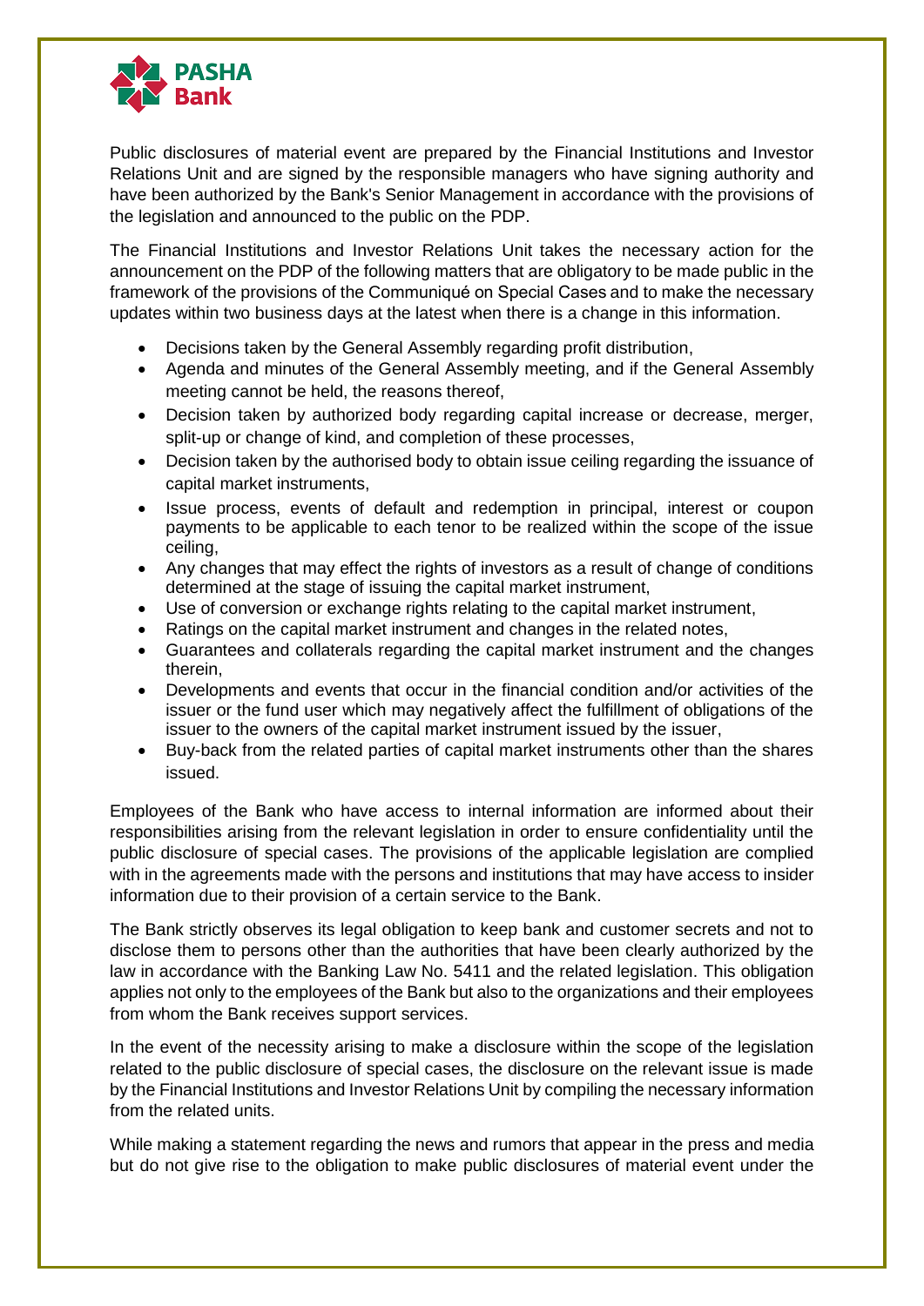Public disclosures of material event are prepared by the Financial Institutions and Investor Relations Unit and are signed by the responsible managers who have signing authority and have been authorized by the Bank's Senior Management in accordance with the provisions of the legislation and announced to the public on the PDP.

The Financial Institutions and Investor Relations Unit takes the necessary action for the announcement on the PDP of the following matters that are obligatory to be made public in the framework of the provisions of the Communiqué on Special Cases and to make the necessary updates within two business days at the latest when there is a change in this information.

- Decisions taken by the General Assembly regarding profit distribution,
- Agenda and minutes of the General Assembly meeting, and if the General Assembly meeting cannot be held, the reasons thereof,
- Decision taken by authorized body regarding capital increase or decrease, merger, split-up or change of kind, and completion of these processes,
- Decision taken by the authorised body to obtain issue ceiling regarding the issuance of capital market instruments,
- Issue process, events of default and redemption in principal, interest or coupon payments to be applicable to each tenor to be realized within the scope of the issue ceiling,
- Any changes that may effect the rights of investors as a result of change of conditions determined at the stage of issuing the capital market instrument,
- Use of conversion or exchange rights relating to the capital market instrument,
- Ratings on the capital market instrument and changes in the related notes,
- Guarantees and collaterals regarding the capital market instrument and the changes therein,
- Developments and events that occur in the financial condition and/or activities of the issuer or the fund user which may negatively affect the fulfillment of obligations of the issuer to the owners of the capital market instrument issued by the issuer,
- Buy-back from the related parties of capital market instruments other than the shares issued.

Employees of the Bank who have access to internal information are informed about their responsibilities arising from the relevant legislation in order to ensure confidentiality until the public disclosure of special cases. The provisions of the applicable legislation are complied with in the agreements made with the persons and institutions that may have access to insider information due to their provision of a certain service to the Bank.

The Bank strictly observes its legal obligation to keep bank and customer secrets and not to disclose them to persons other than the authorities that have been clearly authorized by the law in accordance with the Banking Law No. 5411 and the related legislation. This obligation applies not only to the employees of the Bank but also to the organizations and their employees from whom the Bank receives support services.

In the event of the necessity arising to make a disclosure within the scope of the legislation related to the public disclosure of special cases, the disclosure on the relevant issue is made by the Financial Institutions and Investor Relations Unit by compiling the necessary information from the related units.

While making a statement regarding the news and rumors that appear in the press and media but do not give rise to the obligation to make public disclosures of material event under the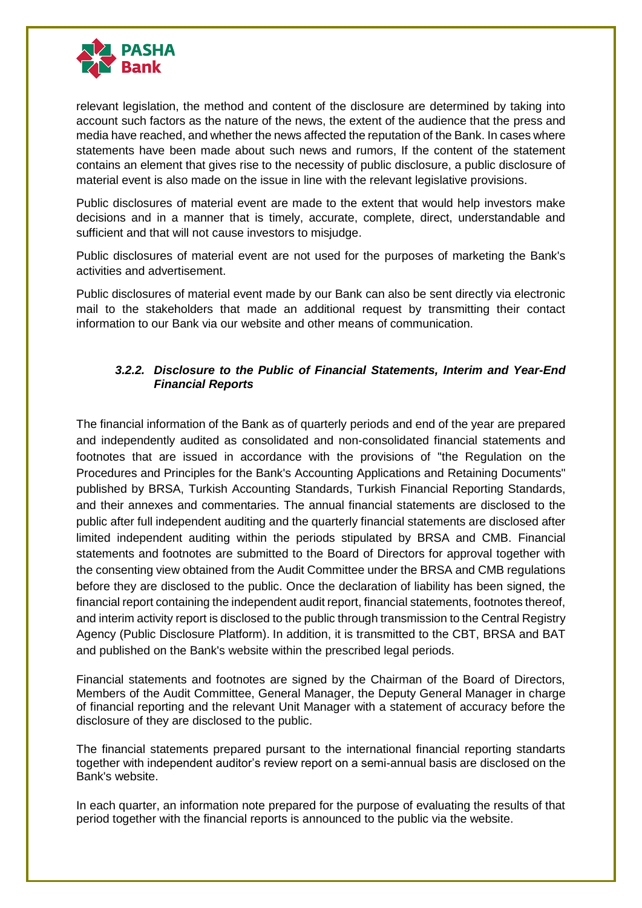relevant legislation, the method and content of the disclosure are determined by taking into account such factors as the nature of the news, the extent of the audience that the press and media have reached, and whether the news affected the reputation of the Bank. In cases where statements have been made about such news and rumors, If the content of the statement contains an element that gives rise to the necessity of public disclosure, a public disclosure of material event is also made on the issue in line with the relevant legislative provisions.

Public disclosures of material event are made to the extent that would help investors make decisions and in a manner that is timely, accurate, complete, direct, understandable and sufficient and that will not cause investors to misjudge.

Public disclosures of material event are not used for the purposes of marketing the Bank's activities and advertisement.

Public disclosures of material event made by our Bank can also be sent directly via electronic mail to the stakeholders that made an additional request by transmitting their contact information to our Bank via our website and other means of communication.

#### *3.2.2. Disclosure to the Public of Financial Statements, Interim and Year-End Financial Reports*

The financial information of the Bank as of quarterly periods and end of the year are prepared and independently audited as consolidated and non-consolidated financial statements and footnotes that are issued in accordance with the provisions of "the Regulation on the Procedures and Principles for the Bank's Accounting Applications and Retaining Documents" published by BRSA, Turkish Accounting Standards, Turkish Financial Reporting Standards, and their annexes and commentaries. The annual financial statements are disclosed to the public after full independent auditing and the quarterly financial statements are disclosed after limited independent auditing within the periods stipulated by BRSA and CMB. Financial statements and footnotes are submitted to the Board of Directors for approval together with the consenting view obtained from the Audit Committee under the BRSA and CMB regulations before they are disclosed to the public. Once the declaration of liability has been signed, the financial report containing the independent audit report, financial statements, footnotes thereof, and interim activity report is disclosed to the public through transmission to the Central Registry Agency (Public Disclosure Platform). In addition, it is transmitted to the CBT, BRSA and BAT and published on the Bank's website within the prescribed legal periods.

Financial statements and footnotes are signed by the Chairman of the Board of Directors, Members of the Audit Committee, General Manager, the Deputy General Manager in charge of financial reporting and the relevant Unit Manager with a statement of accuracy before the disclosure of they are disclosed to the public.

The financial statements prepared pursant to the international financial reporting standarts together with independent auditor's review report on a semi-annual basis are disclosed on the Bank's website.

In each quarter, an information note prepared for the purpose of evaluating the results of that period together with the financial reports is announced to the public via the website.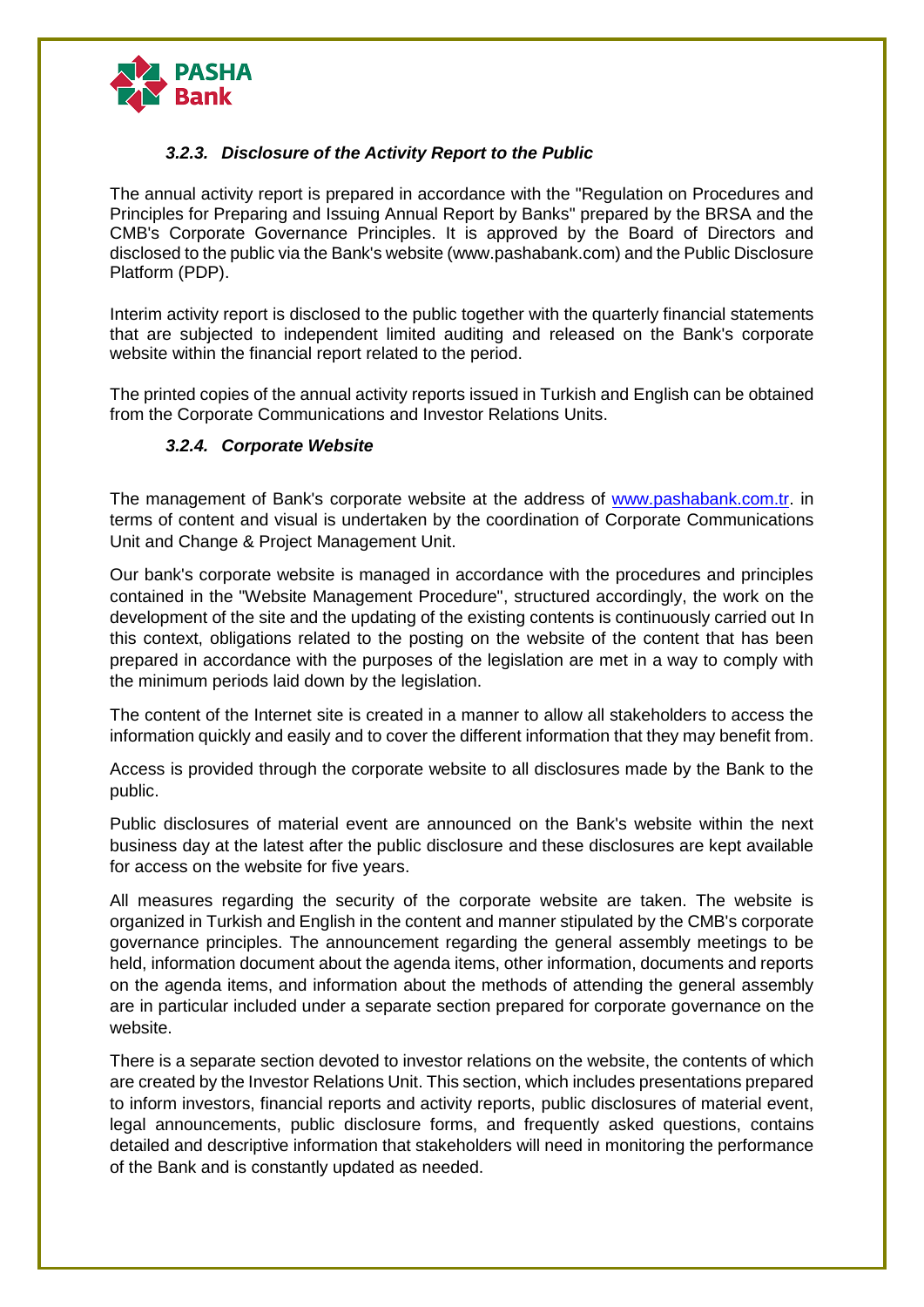### *3.2.3. Disclosure of the Activity Report to the Public*

The annual activity report is prepared in accordance with the "Regulation on Procedures and Principles for Preparing and Issuing Annual Report by Banks" prepared by the BRSA and the CMB's Corporate Governance Principles. It is approved by the Board of Directors and disclosed to the public via the Bank's website (www.pashabank.com) and the Public Disclosure Platform (PDP).

Interim activity report is disclosed to the public together with the quarterly financial statements that are subjected to independent limited auditing and released on the Bank's corporate website within the financial report related to the period.

The printed copies of the annual activity reports issued in Turkish and English can be obtained from the Corporate Communications and Investor Relations Units.

### *3.2.4. Corporate Website*

The management of Bank's corporate website at the address of www.pashabank.com.tr. in terms of content and visual is undertaken by the coordination of Corporate Communications Unit and Change & Project Management Unit.

Our bank's corporate website is managed in accordance with the procedures and principles contained in the "Website Management Procedure", structured accordingly, the work on the development of the site and the updating of the existing contents is continuously carried out In this context, obligations related to the posting on the website of the content that has been prepared in accordance with the purposes of the legislation are met in a way to comply with the minimum periods laid down by the legislation.

The content of the Internet site is created in a manner to allow all stakeholders to access the information quickly and easily and to cover the different information that they may benefit from.

Access is provided through the corporate website to all disclosures made by the Bank to the public.

Public disclosures of material event are announced on the Bank's website within the next business day at the latest after the public disclosure and these disclosures are kept available for access on the website for five years.

All measures regarding the security of the corporate website are taken. The website is organized in Turkish and English in the content and manner stipulated by the CMB's corporate governance principles. The announcement regarding the general assembly meetings to be held, information document about the agenda items, other information, documents and reports on the agenda items, and information about the methods of attending the general assembly are in particular included under a separate section prepared for corporate governance on the website.

There is a separate section devoted to investor relations on the website, the contents of which are created by the Investor Relations Unit. This section, which includes presentations prepared to inform investors, financial reports and activity reports, public disclosures of material event, legal announcements, public disclosure forms, and frequently asked questions, contains detailed and descriptive information that stakeholders will need in monitoring the performance of the Bank and is constantly updated as needed.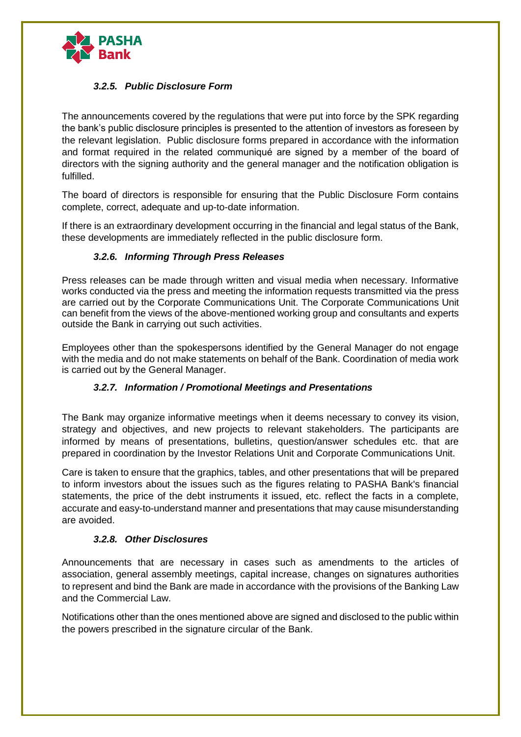#### *3.2.5. Public Disclosure Form*

The announcements covered by the regulations that were put into force by the SPK regarding the bank's public disclosure principles is presented to the attention of investors as foreseen by the relevant legislation. Public disclosure forms prepared in accordance with the information and format required in the related communiqué are signed by a member of the board of directors with the signing authority and the general manager and the notification obligation is fulfilled.

The board of directors is responsible for ensuring that the Public Disclosure Form contains complete, correct, adequate and up-to-date information.

If there is an extraordinary development occurring in the financial and legal status of the Bank, these developments are immediately reflected in the public disclosure form.

#### *3.2.6. Informing Through Press Releases*

Press releases can be made through written and visual media when necessary. Informative works conducted via the press and meeting the information requests transmitted via the press are carried out by the Corporate Communications Unit. The Corporate Communications Unit can benefit from the views of the above-mentioned working group and consultants and experts outside the Bank in carrying out such activities.

Employees other than the spokespersons identified by the General Manager do not engage with the media and do not make statements on behalf of the Bank. Coordination of media work is carried out by the General Manager.

#### *3.2.7. Information / Promotional Meetings and Presentations*

The Bank may organize informative meetings when it deems necessary to convey its vision, strategy and objectives, and new projects to relevant stakeholders. The participants are informed by means of presentations, bulletins, question/answer schedules etc. that are prepared in coordination by the Investor Relations Unit and Corporate Communications Unit.

Care is taken to ensure that the graphics, tables, and other presentations that will be prepared to inform investors about the issues such as the figures relating to PASHA Bank's financial statements, the price of the debt instruments it issued, etc. reflect the facts in a complete, accurate and easy-to-understand manner and presentations that may cause misunderstanding are avoided.

#### *3.2.8. Other Disclosures*

Announcements that are necessary in cases such as amendments to the articles of association, general assembly meetings, capital increase, changes on signatures authorities to represent and bind the Bank are made in accordance with the provisions of the Banking Law and the Commercial Law.

Notifications other than the ones mentioned above are signed and disclosed to the public within the powers prescribed in the signature circular of the Bank.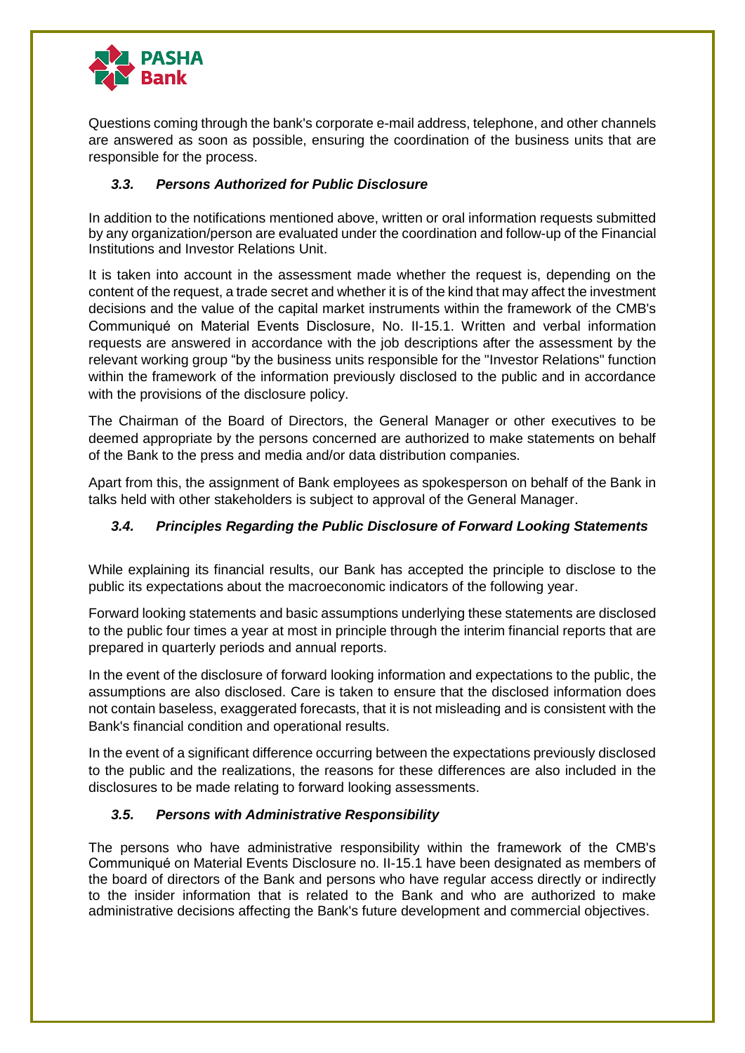Questions coming through the bank's corporate e-mail address, telephone, and other channels are answered as soon as possible, ensuring the coordination of the business units that are responsible for the process.

### *3.3. Persons Authorized for Public Disclosure*

In addition to the notifications mentioned above, written or oral information requests submitted by any organization/person are evaluated under the coordination and follow-up of the Financial Institutions and Investor Relations Unit.

It is taken into account in the assessment made whether the request is, depending on the content of the request, a trade secret and whether it is of the kind that may affect the investment decisions and the value of the capital market instruments within the framework of the CMB's Communiqué on Material Events Disclosure, No. II-15.1. Written and verbal information requests are answered in accordance with the job descriptions after the assessment by the relevant working group "by the business units responsible for the "Investor Relations" function within the framework of the information previously disclosed to the public and in accordance with the provisions of the disclosure policy.

The Chairman of the Board of Directors, the General Manager or other executives to be deemed appropriate by the persons concerned are authorized to make statements on behalf of the Bank to the press and media and/or data distribution companies.

Apart from this, the assignment of Bank employees as spokesperson on behalf of the Bank in talks held with other stakeholders is subject to approval of the General Manager.

### *3.4. Principles Regarding the Public Disclosure of Forward Looking Statements*

While explaining its financial results, our Bank has accepted the principle to disclose to the public its expectations about the macroeconomic indicators of the following year.

Forward looking statements and basic assumptions underlying these statements are disclosed to the public four times a year at most in principle through the interim financial reports that are prepared in quarterly periods and annual reports.

In the event of the disclosure of forward looking information and expectations to the public, the assumptions are also disclosed. Care is taken to ensure that the disclosed information does not contain baseless, exaggerated forecasts, that it is not misleading and is consistent with the Bank's financial condition and operational results.

In the event of a significant difference occurring between the expectations previously disclosed to the public and the realizations, the reasons for these differences are also included in the disclosures to be made relating to forward looking assessments.

### *3.5. Persons with Administrative Responsibility*

The persons who have administrative responsibility within the framework of the CMB's Communiqué on Material Events Disclosure no. II-15.1 have been designated as members of the board of directors of the Bank and persons who have regular access directly or indirectly to the insider information that is related to the Bank and who are authorized to make administrative decisions affecting the Bank's future development and commercial objectives.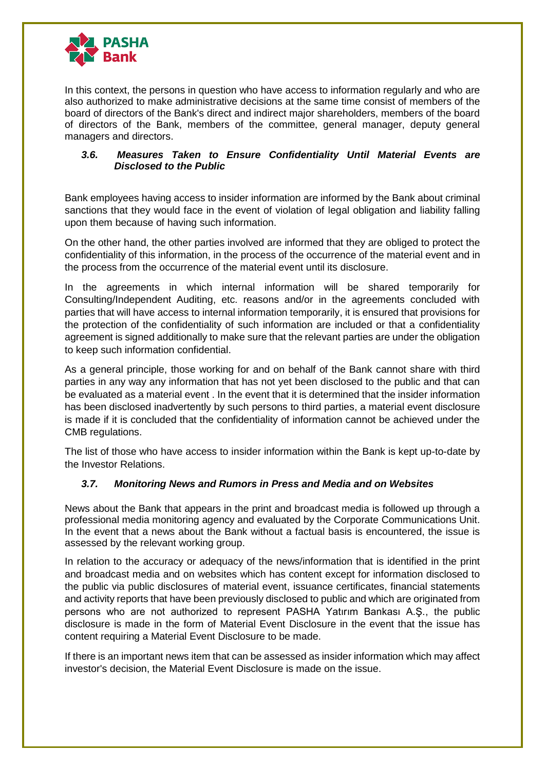In this context, the persons in question who have access to information regularly and who are also authorized to make administrative decisions at the same time consist of members of the board of directors of the Bank's direct and indirect major shareholders, members of the board of directors of the Bank, members of the committee, general manager, deputy general managers and directors.

### *3.6. Measures Taken to Ensure Confidentiality Until Material Events are Disclosed to the Public*

Bank employees having access to insider information are informed by the Bank about criminal sanctions that they would face in the event of violation of legal obligation and liability falling upon them because of having such information.

On the other hand, the other parties involved are informed that they are obliged to protect the confidentiality of this information, in the process of the occurrence of the material event and in the process from the occurrence of the material event until its disclosure.

In the agreements in which internal information will be shared temporarily for Consulting/Independent Auditing, etc. reasons and/or in the agreements concluded with parties that will have access to internal information temporarily, it is ensured that provisions for the protection of the confidentiality of such information are included or that a confidentiality agreement is signed additionally to make sure that the relevant parties are under the obligation to keep such information confidential.

As a general principle, those working for and on behalf of the Bank cannot share with third parties in any way any information that has not yet been disclosed to the public and that can be evaluated as a material event . In the event that it is determined that the insider information has been disclosed inadvertently by such persons to third parties, a material event disclosure is made if it is concluded that the confidentiality of information cannot be achieved under the CMB regulations.

The list of those who have access to insider information within the Bank is kept up-to-date by the Investor Relations.

### *3.7. Monitoring News and Rumors in Press and Media and on Websites*

News about the Bank that appears in the print and broadcast media is followed up through a professional media monitoring agency and evaluated by the Corporate Communications Unit. In the event that a news about the Bank without a factual basis is encountered, the issue is assessed by the relevant working group.

In relation to the accuracy or adequacy of the news/information that is identified in the print and broadcast media and on websites which has content except for information disclosed to the public via public disclosures of material event, issuance certificates, financial statements and activity reports that have been previously disclosed to public and which are originated from persons who are not authorized to represent PASHA Yatırım Bankası A.Ş., the public disclosure is made in the form of Material Event Disclosure in the event that the issue has content requiring a Material Event Disclosure to be made.

If there is an important news item that can be assessed as insider information which may affect investor's decision, the Material Event Disclosure is made on the issue.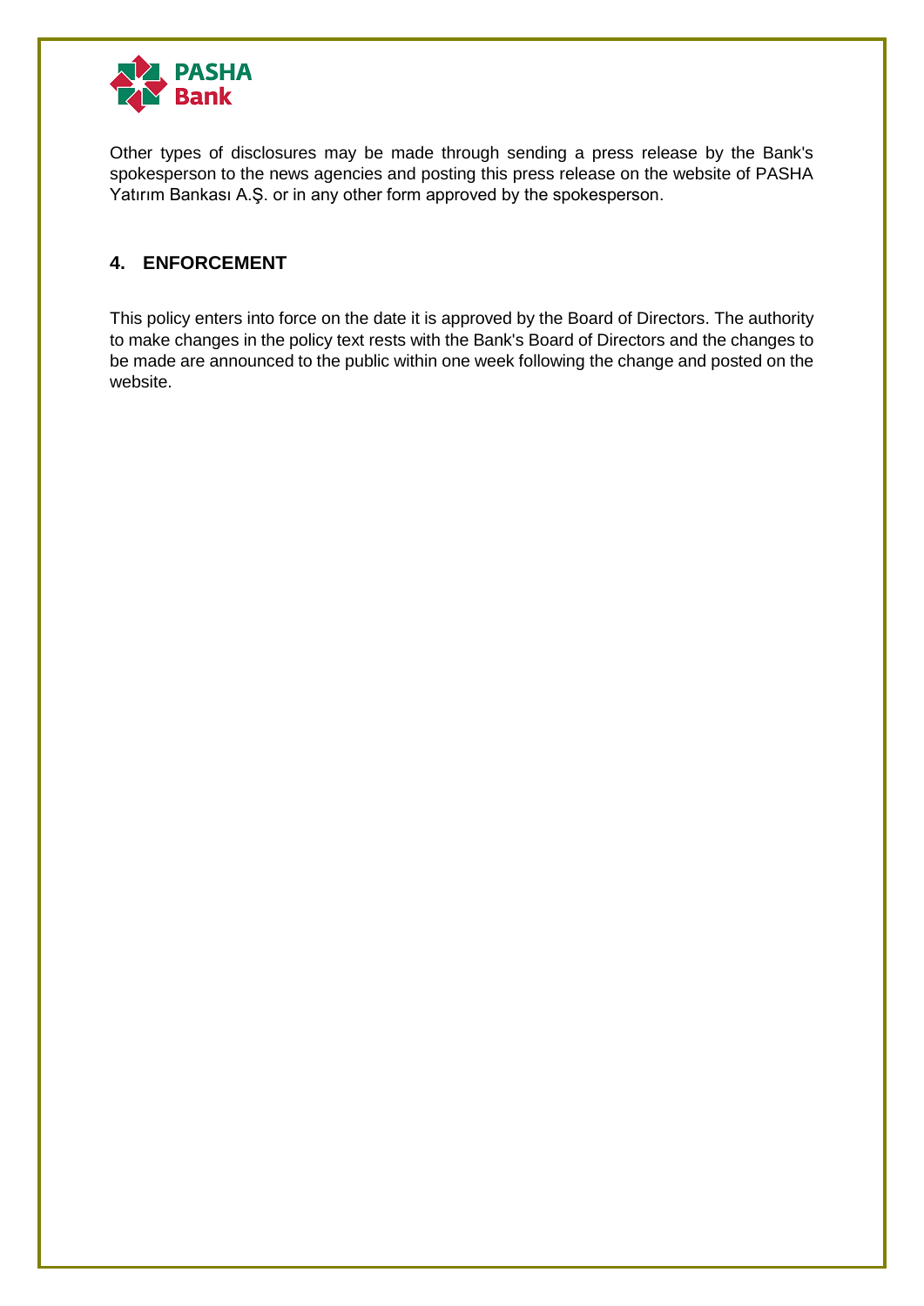Other types of disclosures may be made through sending a press release by the Bank's spokesperson to the news agencies and posting this press release on the website of PASHA Yatırım Bankası A.Ş. or in any other form approved by the spokesperson.

## 4. ENFORCEMENT

This policy enters into force on the date it is approved by the Board of Directors. The authority to make changes in the policy text rests with the Bank's Board of Directors and the changes to be made are announced to the public within one week following the change and posted on the website.